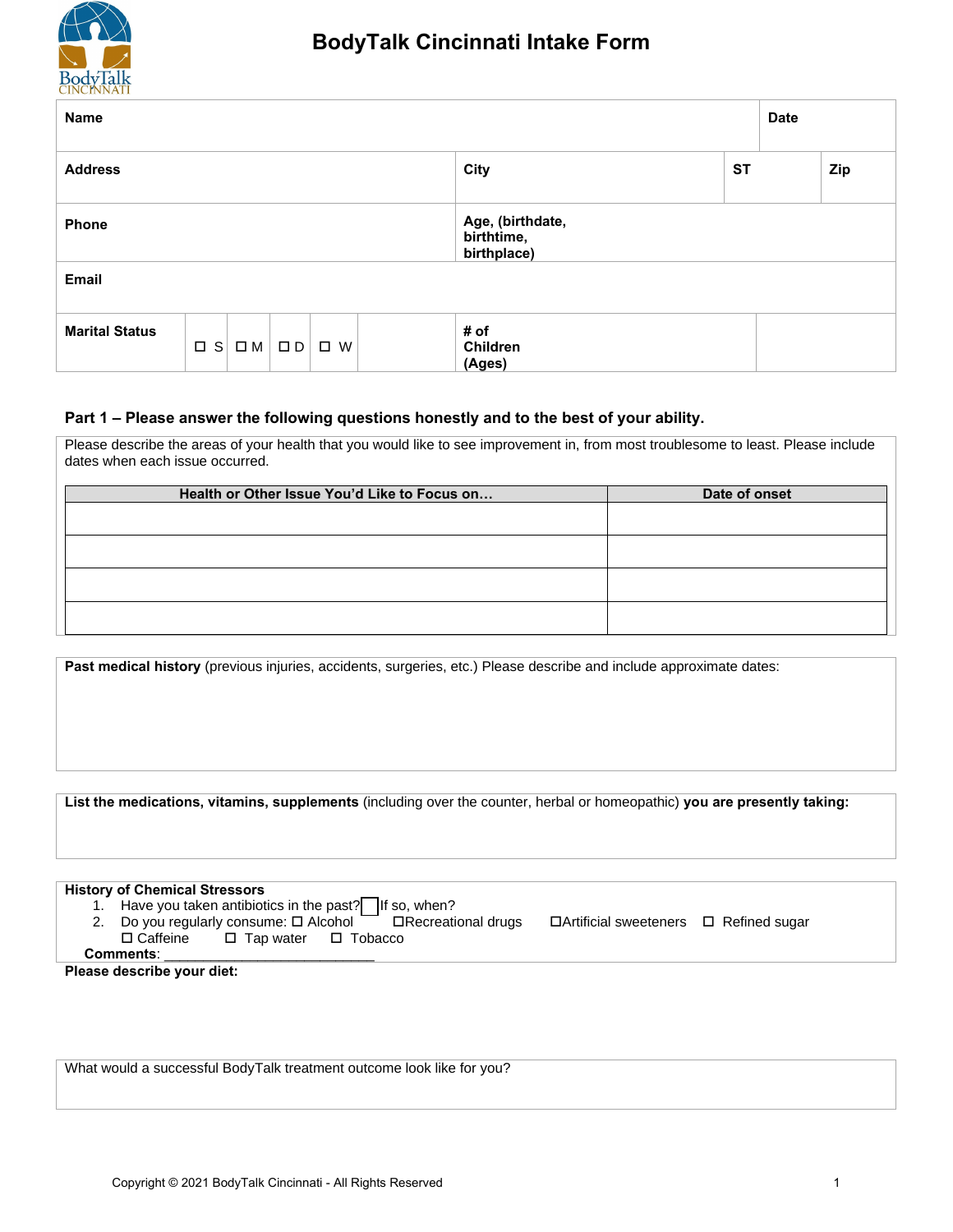# BodyTalk Cincinnati Intake Form

| **Name** | | | | **Date** |
|---|---|---|---|---|
| **Address** | **City** | **ST** | **Zip** | |
| **Phone** | **Age, (birthdate, birthtime, birthplace)** | | | |
| **Email** | | | | |
| **Marital Status** ☐ S ☐ M ☐ D ☐ W | **# of Children (Ages)** | | | |

### Part 1 – Please answer the following questions honestly and to the best of your ability.

Please describe the areas of your health that you would like to see improvement in, from most troublesome to least. Please include dates when each issue occurred.

| Health or Other Issue You'd Like to Focus on… | Date of onset |
|---|---|
| | |
| | |
| | |
| | |

**Past medical history** (previous injuries, accidents, surgeries, etc.) Please describe and include approximate dates:

**List the medications, vitamins, supplements** (including over the counter, herbal or homeopathic) **you are presently taking:**

**History of Chemical Stressors**

1. Have you taken antibiotics in the past? ☐ If so, when?
2. Do you regularly consume: ☐ Alcohol ☐ Recreational drugs ☐ Artificial sweeteners ☐ Refined sugar ☐ Caffeine ☐ Tap water ☐ Tobacco

**Comments**: ___________________________

**Please describe your diet:**

What would a successful BodyTalk treatment outcome look like for you?

Copyright © 2021 BodyTalk Cincinnati - All Rights Reserved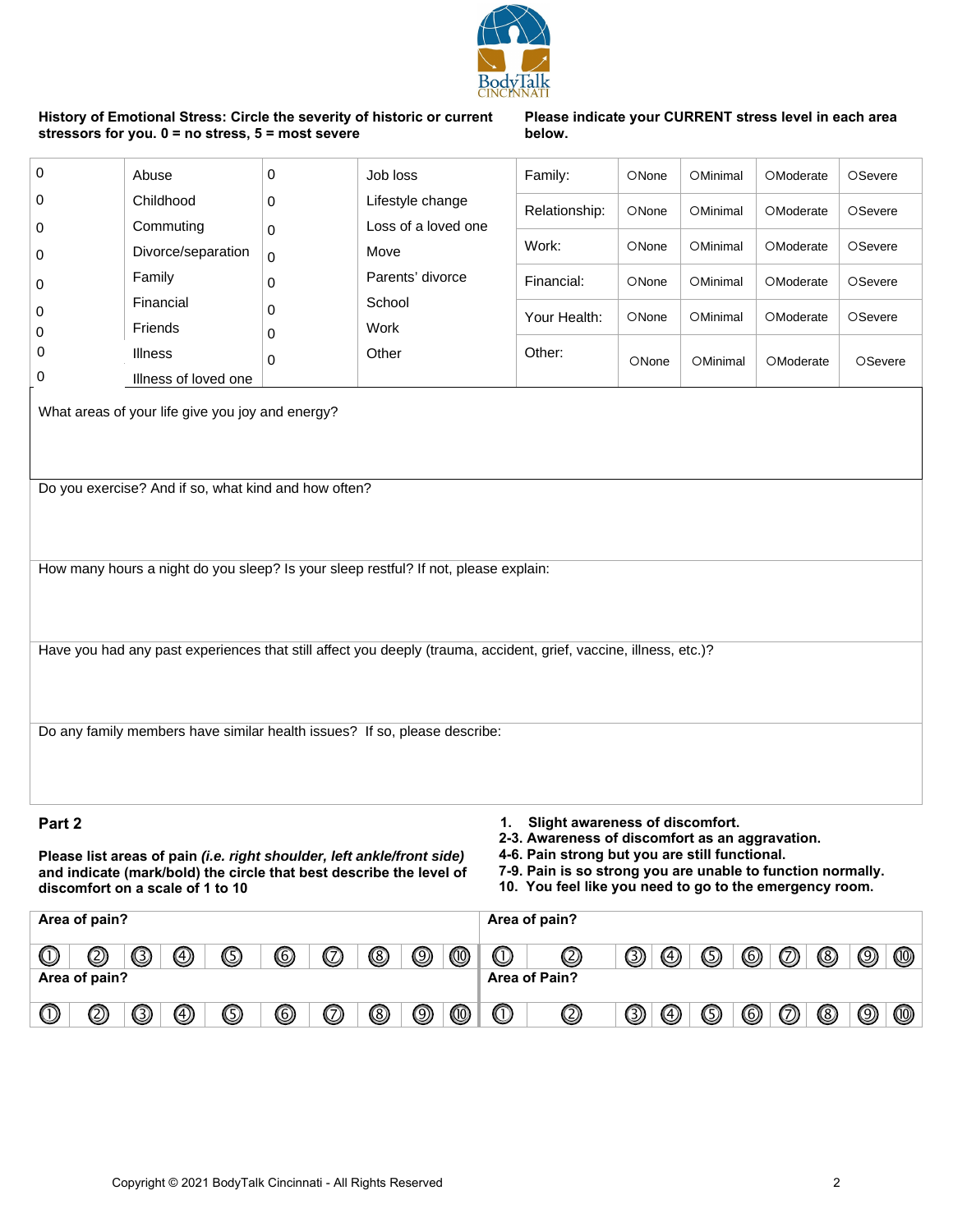**History of Emotional Stress: Circle the severity of historic or current stressors for you. 0 = no stress, 5 = most severe**

**Please indicate your CURRENT stress level in each area below.**

| | | | | | | | | |
|---|---|---|---|---|---|---|---|---|
| 0 | Abuse | 0 | Job loss | Family: | ONone | OMinimal | OModerate | OSevere |
| 0 | Childhood | 0 | Lifestyle change | Relationship: | ONone | OMinimal | OModerate | OSevere |
| 0 | Commuting | 0 | Loss of a loved one | Work: | ONone | OMinimal | OModerate | OSevere |
| 0 | Divorce/separation | 0 | Move | Financial: | ONone | OMinimal | OModerate | OSevere |
| 0 | Family | 0 | Parents' divorce | Your Health: | ONone | OMinimal | OModerate | OSevere |
| 0 | Financial | 0 | School | Other: | ONone | OMinimal | OModerate | OSevere |
| 0 | Friends | 0 | Work | | | | | |
| 0 | Illness | 0 | Other | | | | | |
| 0 | Illness of loved one | | | | | | | |

What areas of your life give you joy and energy?

Do you exercise? And if so, what kind and how often?

How many hours a night do you sleep? Is your sleep restful? If not, please explain:

Have you had any past experiences that still affect you deeply (trauma, accident, grief, vaccine, illness, etc.)?

Do any family members have similar health issues? If so, please describe:

## Part 2

**Please list areas of pain *(i.e. right shoulder, left ankle/front side)* and indicate (mark/bold) the circle that best describe the level of discomfort on a scale of 1 to 10**

1. **Slight awareness of discomfort.**
2. **2-3. Awareness of discomfort as an aggravation.**
3. **4-6. Pain strong but you are still functional.**
4. **7-9. Pain is so strong you are unable to function normally.**
5. **10. You feel like you need to go to the emergency room.**

| **Area of pain?** | | | | | | | | | | **Area of pain?** | | | | | | | | | |
|---|---|---|---|---|---|---|---|---|---|---|---|---|---|---|---|---|---|---|---|
| ① | ② | ③ | ④ | ⑤ | ⑥ | ⑦ | ⑧ | ⑨ | ⑩ | ① | ② | ③ | ④ | ⑤ | ⑥ | ⑦ | ⑧ | ⑨ | ⑩ |
| **Area of pain?** | | | | | | | | | | **Area of Pain?** | | | | | | | | | |
| ① | ② | ③ | ④ | ⑤ | ⑥ | ⑦ | ⑧ | ⑨ | ⑩ | ① | ② | ③ | ④ | ⑤ | ⑥ | ⑦ | ⑧ | ⑨ | ⑩ |

Copyright © 2021 BodyTalk Cincinnati - All Rights Reserved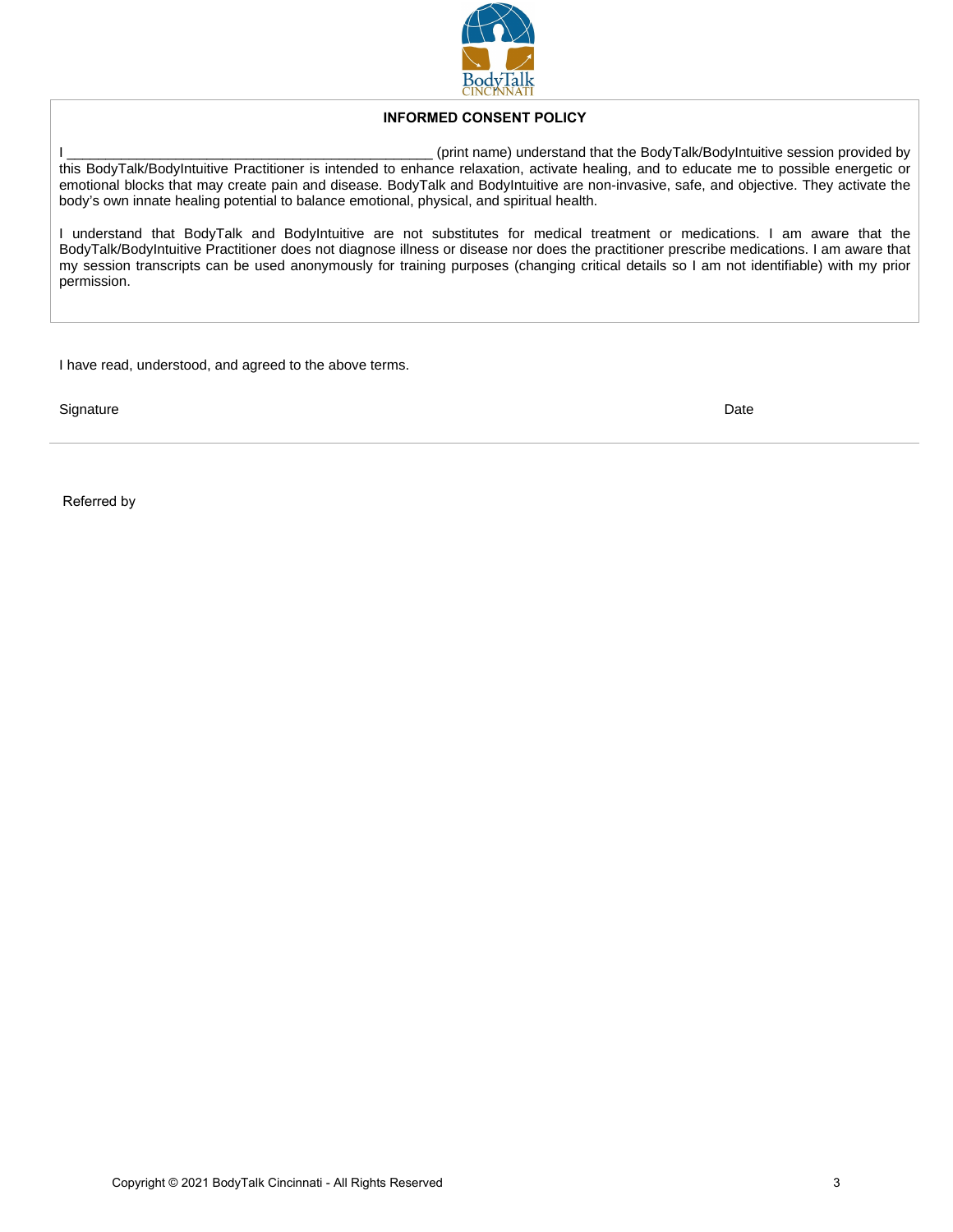**INFORMED CONSENT POLICY**

I _____________________________________________ (print name) understand that the BodyTalk/BodyIntuitive session provided by this BodyTalk/BodyIntuitive Practitioner is intended to enhance relaxation, activate healing, and to educate me to possible energetic or emotional blocks that may create pain and disease. BodyTalk and BodyIntuitive are non-invasive, safe, and objective. They activate the body's own innate healing potential to balance emotional, physical, and spiritual health.

I understand that BodyTalk and BodyIntuitive are not substitutes for medical treatment or medications. I am aware that the BodyTalk/BodyIntuitive Practitioner does not diagnose illness or disease nor does the practitioner prescribe medications. I am aware that my session transcripts can be used anonymously for training purposes (changing critical details so I am not identifiable) with my prior permission.

I have read, understood, and agreed to the above terms.

Signature                                                                                                    Date

Referred by

Copyright © 2021 BodyTalk Cincinnati - All Rights Reserved